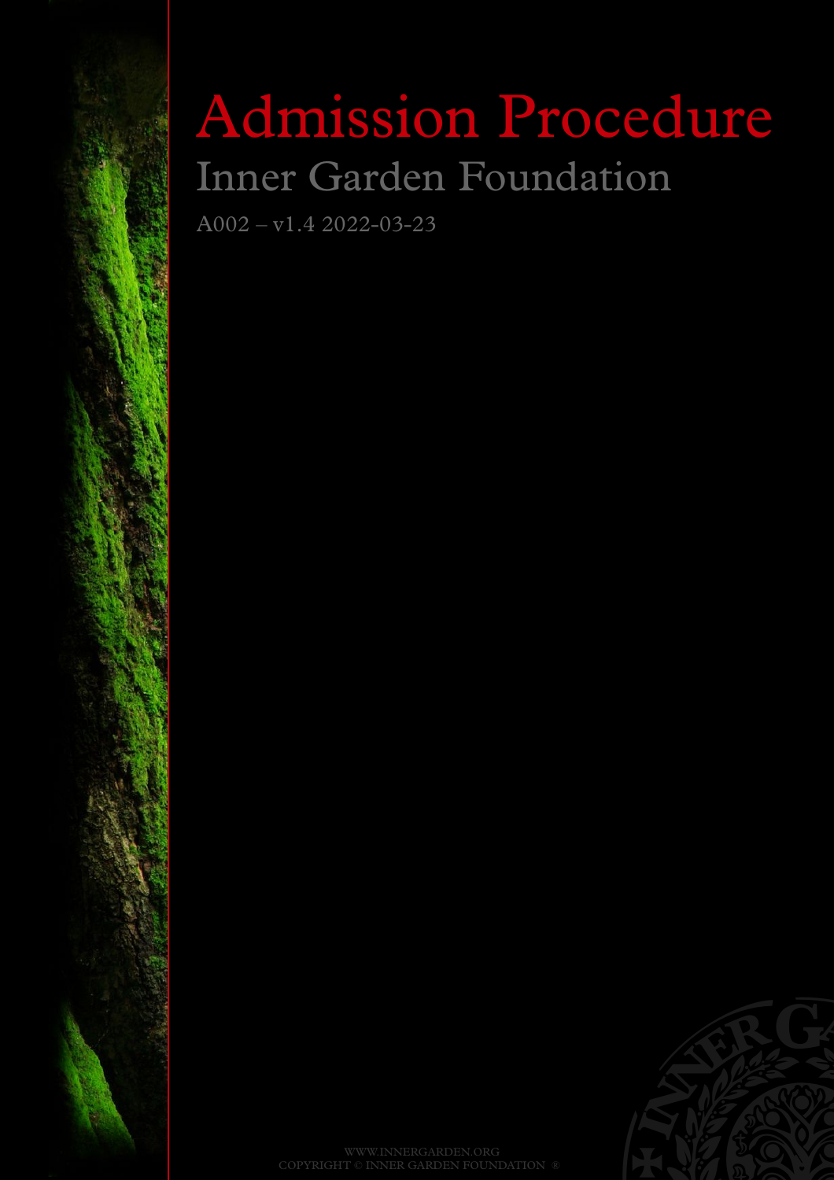# Admission Procedure

## Inner Garden Foundation

A002 – v1.4 2022-03-23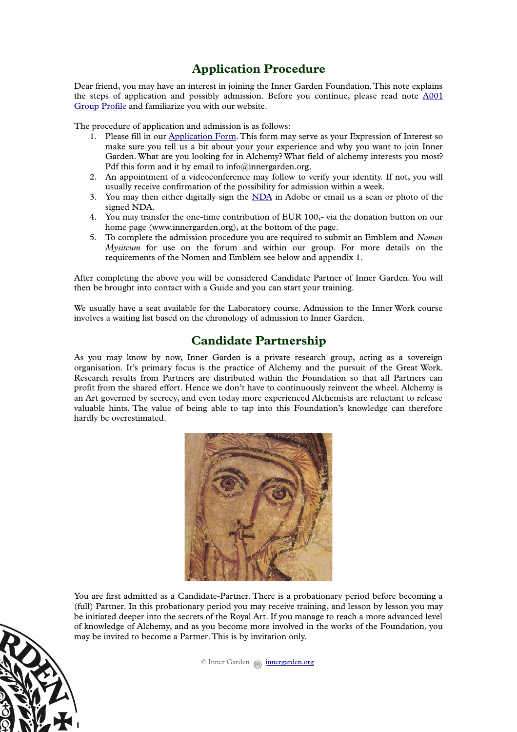## Application Procedure

Dear friend, you may have an interest in joining the Inner Garden Foundation. This note explains the steps of application and possibly admission. Before you continue, please read note [A001 Group Profile]() and familiarize you with our website.

The procedure of application and admission is as follows:

1. Please fill in our [Application Form](). This form may serve as your Expression of Interest so make sure you tell us a bit about your your experience and why you want to join Inner Garden. What are you looking for in Alchemy? What field of alchemy interests you most? Pdf this form and it by email to info@innergarden.org.
2. An appointment of a videoconference may follow to verify your identity. If not, you will usually receive confirmation of the possibility for admission within a week.
3. You may then either digitally sign the [NDA]() in Adobe or email us a scan or photo of the signed NDA.
4. You may transfer the one-time contribution of EUR 100,- via the donation button on our home page (www.innergarden.org), at the bottom of the page.
5. To complete the admission procedure you are required to submit an Emblem and *Nomen Mysitcum* for use on the forum and within our group. For more details on the requirements of the Nomen and Emblem see below and appendix 1.

After completing the above you will be considered Candidate Partner of Inner Garden. You will then be brought into contact with a Guide and you can start your training.

We usually have a seat available for the Laboratory course. Admission to the Inner Work course involves a waiting list based on the chronology of admission to Inner Garden.

## Candidate Partnership

As you may know by now, Inner Garden is a private research group, acting as a sovereign organisation. It's primary focus is the practice of Alchemy and the pursuit of the Great Work. Research results from Partners are distributed within the Foundation so that all Partners can profit from the shared effort. Hence we don't have to continuously reinvent the wheel. Alchemy is an Art governed by secrecy, and even today more experienced Alchemists are reluctant to release valuable hints. The value of being able to tap into this Foundation's knowledge can therefore hardly be overestimated.

You are first admitted as a Candidate-Partner. There is a probationary period before becoming a (full) Partner. In this probationary period you may receive training, and lesson by lesson you may be initiated deeper into the secrets of the Royal Art. If you manage to reach a more advanced level of knowledge of Alchemy, and as you become more involved in the works of the Foundation, you may be invited to become a Partner. This is by invitation only.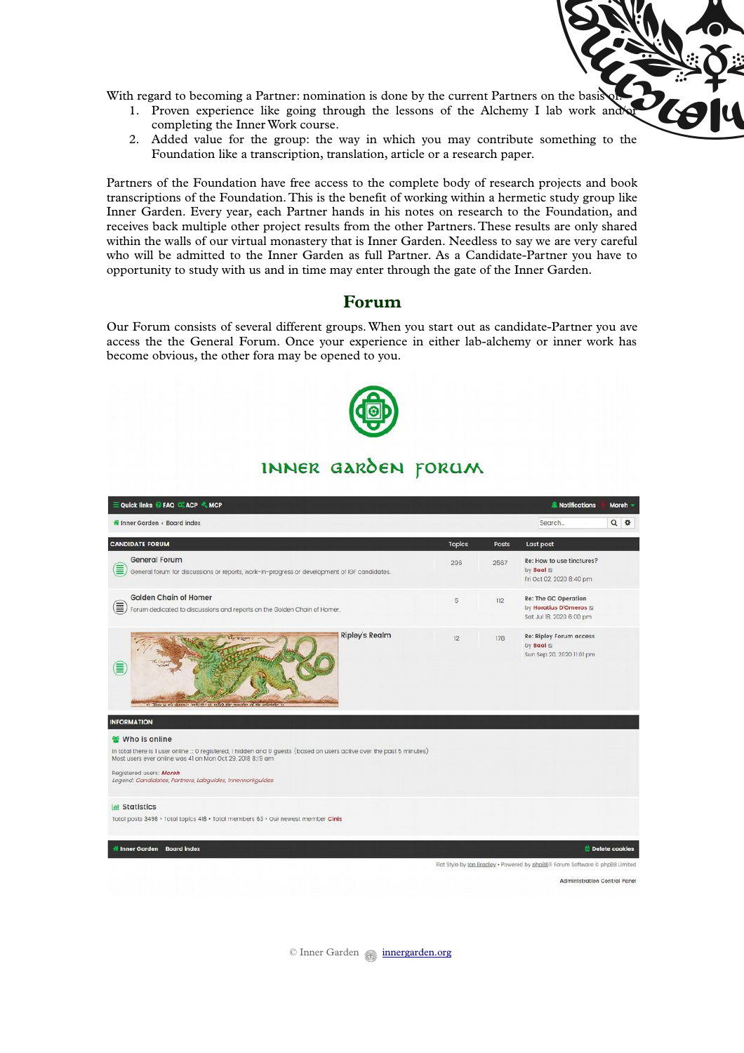With regard to becoming a Partner: nomination is done by the current Partners on the basis of:

1. Proven experience like going through the lessons of the Alchemy I lab work and/or completing the Inner Work course.
2. Added value for the group: the way in which you may contribute something to the Foundation like a transcription, translation, article or a research paper.

Partners of the Foundation have free access to the complete body of research projects and book transcriptions of the Foundation. This is the benefit of working within a hermetic study group like Inner Garden. Every year, each Partner hands in his notes on research to the Foundation, and receives back multiple other project results from the other Partners. These results are only shared within the walls of our virtual monastery that is Inner Garden. Needless to say we are very careful who will be admitted to the Inner Garden as full Partner. As a Candidate-Partner you have to opportunity to study with us and in time may enter through the gate of the Inner Garden.

## Forum

Our Forum consists of several different groups. When you start out as candidate-Partner you ave access the the General Forum. Once your experience in either lab-alchemy or inner work has become obvious, the other fora may be opened to you.

INNER GARDEN FORUM

Quick links FAQ ACP MCP — Notifications — Moreh

Inner Garden ‹ Board index

| CANDIDATE FORUM | Topics | Posts | Last post |
|---|---|---|---|
| General Forum<br>General forum for discussions or reports, work-in-progress or development of IGF candidates. | 296 | 2567 | Re: How to use tinctures?<br>by Baal<br>Fri Oct 02, 2020 8:40 pm |
| Golden Chain of Homer<br>Forum dedicated to discussions and reports on the Golden Chain of Homer. | 5 | 112 | Re: The GC Operation<br>by Horatius D'Omeros<br>Sat Jul 18, 2020 6:00 pm |
| Ripley's Realm | 12 | 178 | Re: Ripley Forum access<br>by Baal<br>Sun Sep 20, 2020 11:01 pm |

INFORMATION

**Who is online**

In total there is 1 user online :: 0 registered, 1 hidden and 0 guests (based on users active over the past 5 minutes)
Most users ever online was 41 on Mon Oct 29, 2018 8:19 am

Registered users: Moreh
Legend: Candidates, Partners, Labguides, Innerworkguides

**Statistics**

Total posts 3498 • Total topics 418 • Total members 63 • Our newest member Cinis

Inner Garden Board index — Delete cookies

Flat Style by Ian Bradley • Powered by phpBB® Forum Software © phpBB Limited

Administration Control Panel

© Inner Garden innergarden.org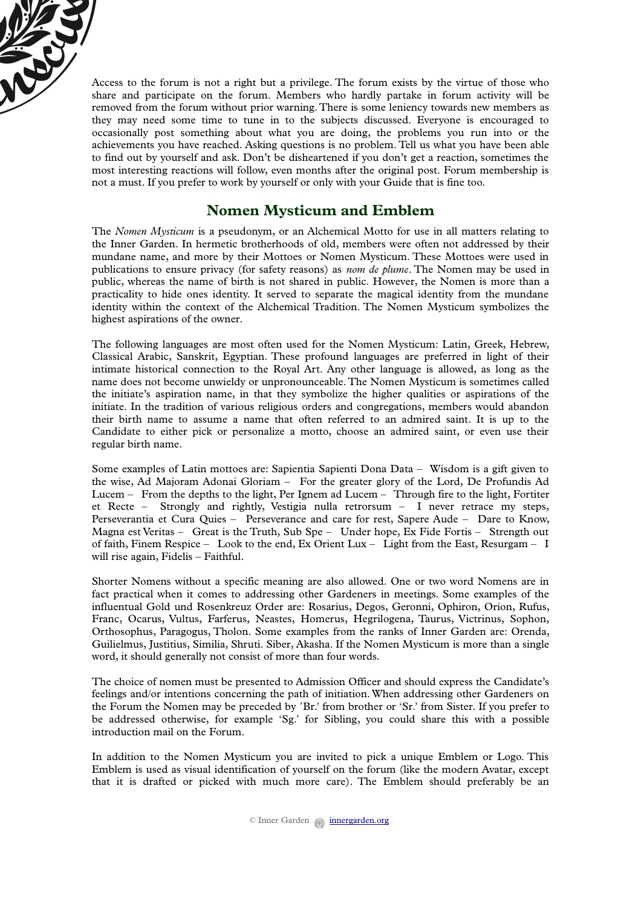Access to the forum is not a right but a privilege. The forum exists by the virtue of those who share and participate on the forum. Members who hardly partake in forum activity will be removed from the forum without prior warning. There is some leniency towards new members as they may need some time to tune in to the subjects discussed. Everyone is encouraged to occasionally post something about what you are doing, the problems you run into or the achievements you have reached. Asking questions is no problem. Tell us what you have been able to find out by yourself and ask. Don't be disheartened if you don't get a reaction, sometimes the most interesting reactions will follow, even months after the original post. Forum membership is not a must. If you prefer to work by yourself or only with your Guide that is fine too.

## Nomen Mysticum and Emblem

The *Nomen Mysticum* is a pseudonym, or an Alchemical Motto for use in all matters relating to the Inner Garden. In hermetic brotherhoods of old, members were often not addressed by their mundane name, and more by their Mottoes or Nomen Mysticum. These Mottoes were used in publications to ensure privacy (for safety reasons) as *nom de plume*. The Nomen may be used in public, whereas the name of birth is not shared in public. However, the Nomen is more than a practicality to hide ones identity. It served to separate the magical identity from the mundane identity within the context of the Alchemical Tradition. The Nomen Mysticum symbolizes the highest aspirations of the owner.

The following languages are most often used for the Nomen Mysticum: Latin, Greek, Hebrew, Classical Arabic, Sanskrit, Egyptian. These profound languages are preferred in light of their intimate historical connection to the Royal Art. Any other language is allowed, as long as the name does not become unwieldy or unpronounceable. The Nomen Mysticum is sometimes called the initiate's aspiration name, in that they symbolize the higher qualities or aspirations of the initiate. In the tradition of various religious orders and congregations, members would abandon their birth name to assume a name that often referred to an admired saint. It is up to the Candidate to either pick or personalize a motto, choose an admired saint, or even use their regular birth name.

Some examples of Latin mottoes are: Sapientia Sapienti Dona Data – Wisdom is a gift given to the wise, Ad Majoram Adonai Gloriam – For the greater glory of the Lord, De Profundis Ad Lucem – From the depths to the light, Per Ignem ad Lucem – Through fire to the light, Fortiter et Recte – Strongly and rightly, Vestigia nulla retrorsum – I never retrace my steps, Perseverantia et Cura Quies – Perseverance and care for rest, Sapere Aude – Dare to Know, Magna est Veritas – Great is the Truth, Sub Spe – Under hope, Ex Fide Fortis – Strength out of faith, Finem Respice – Look to the end, Ex Orient Lux – Light from the East, Resurgam – I will rise again, Fidelis – Faithful.

Shorter Nomens without a specific meaning are also allowed. One or two word Nomens are in fact practical when it comes to addressing other Gardeners in meetings. Some examples of the influentual Gold und Rosenkreuz Order are: Rosarius, Degos, Geronni, Ophiron, Orion, Rufus, Franc, Ocarus, Vultus, Farferus, Neastes, Homerus, Hegrilogena, Taurus, Victrinus, Sophon, Orthosophus, Paragogus, Tholon. Some examples from the ranks of Inner Garden are: Orenda, Guilielmus, Justitius, Similia, Shruti. Siber, Akasha. If the Nomen Mysticum is more than a single word, it should generally not consist of more than four words.

The choice of nomen must be presented to Admission Officer and should express the Candidate's feelings and/or intentions concerning the path of initiation. When addressing other Gardeners on the Forum the Nomen may be preceded by 'Br.' from brother or 'Sr.' from Sister. If you prefer to be addressed otherwise, for example 'Sg.' for Sibling, you could share this with a possible introduction mail on the Forum.

In addition to the Nomen Mysticum you are invited to pick a unique Emblem or Logo. This Emblem is used as visual identification of yourself on the forum (like the modern Avatar, except that it is drafted or picked with much more care). The Emblem should preferably be an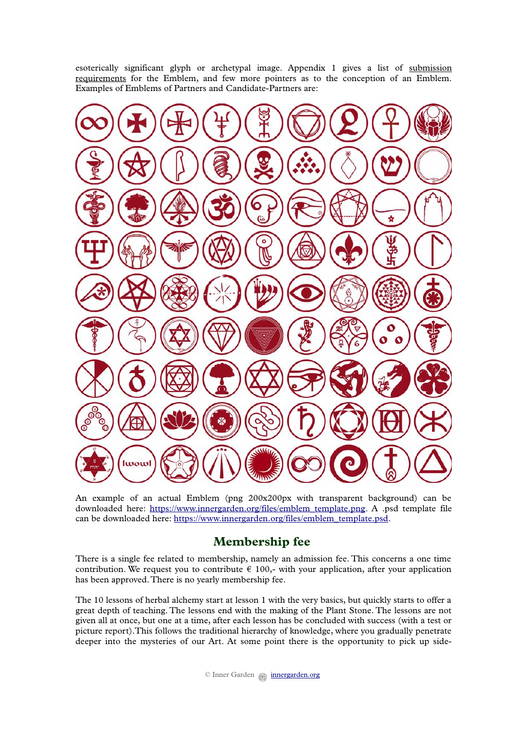esoterically significant glyph or archetypal image. Appendix 1 gives a list of submission requirements for the Emblem, and few more pointers as to the conception of an Emblem. Examples of Emblems of Partners and Candidate-Partners are:

An example of an actual Emblem (png 200x200px with transparent background) can be downloaded here: https://www.innergarden.org/files/emblem_template.png. A .psd template file can be downloaded here: https://www.innergarden.org/files/emblem_template.psd.

## Membership fee

There is a single fee related to membership, namely an admission fee. This concerns a one time contribution. We request you to contribute € 100,- with your application, after your application has been approved. There is no yearly membership fee.

The 10 lessons of herbal alchemy start at lesson 1 with the very basics, but quickly starts to offer a great depth of teaching. The lessons end with the making of the Plant Stone. The lessons are not given all at once, but one at a time, after each lesson has be concluded with success (with a test or picture report). This follows the traditional hierarchy of knowledge, where you gradually penetrate deeper into the mysteries of our Art. At some point there is the opportunity to pick up side-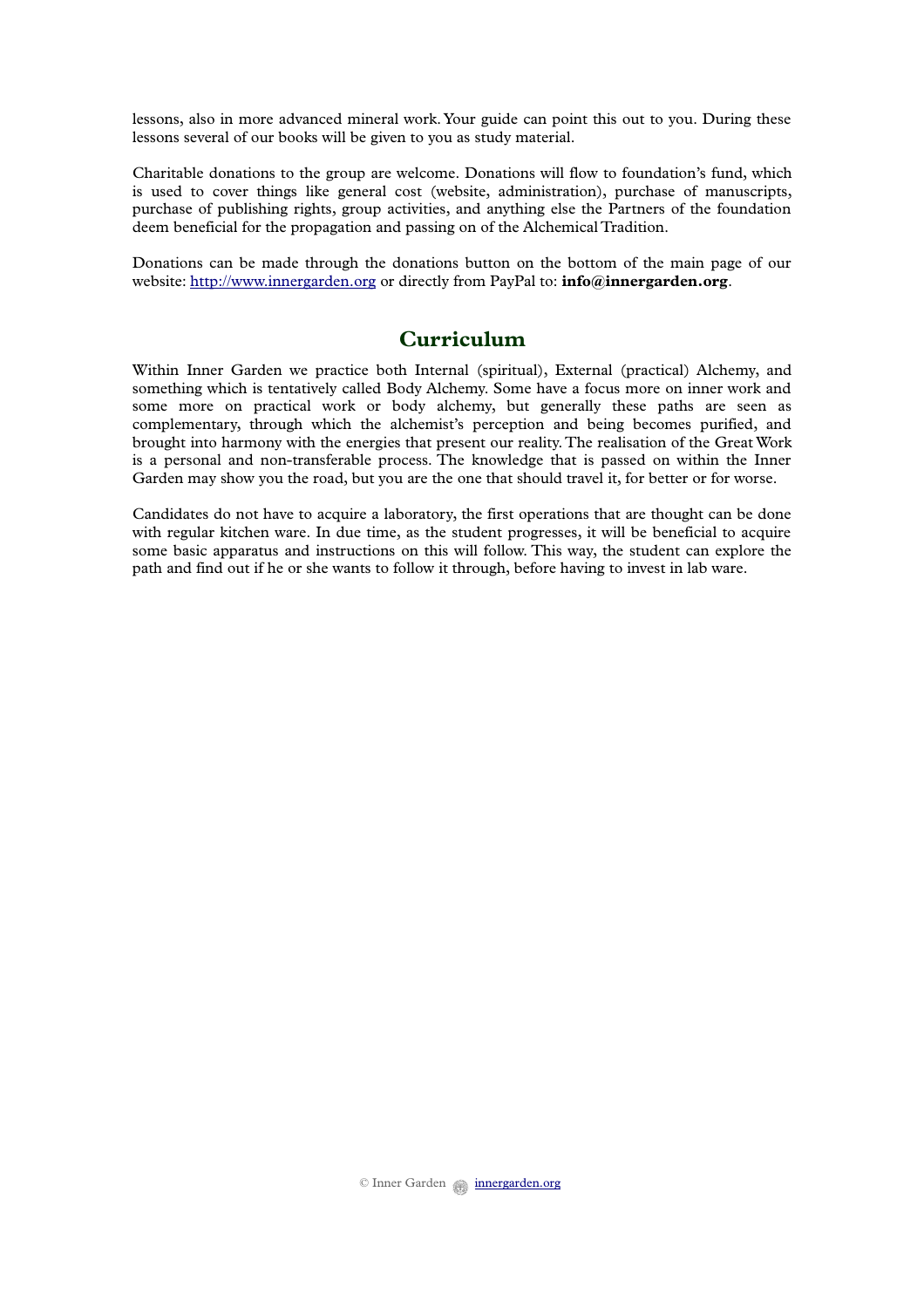lessons, also in more advanced mineral work. Your guide can point this out to you. During these lessons several of our books will be given to you as study material.

Charitable donations to the group are welcome. Donations will flow to foundation's fund, which is used to cover things like general cost (website, administration), purchase of manuscripts, purchase of publishing rights, group activities, and anything else the Partners of the foundation deem beneficial for the propagation and passing on of the Alchemical Tradition.

Donations can be made through the donations button on the bottom of the main page of our website: [http://www.innergarden.org](http://www.innergarden.org) or directly from PayPal to: **info@innergarden.org**.

## Curriculum

Within Inner Garden we practice both Internal (spiritual), External (practical) Alchemy, and something which is tentatively called Body Alchemy. Some have a focus more on inner work and some more on practical work or body alchemy, but generally these paths are seen as complementary, through which the alchemist's perception and being becomes purified, and brought into harmony with the energies that present our reality. The realisation of the Great Work is a personal and non-transferable process. The knowledge that is passed on within the Inner Garden may show you the road, but you are the one that should travel it, for better or for worse.

Candidates do not have to acquire a laboratory, the first operations that are thought can be done with regular kitchen ware. In due time, as the student progresses, it will be beneficial to acquire some basic apparatus and instructions on this will follow. This way, the student can explore the path and find out if he or she wants to follow it through, before having to invest in lab ware.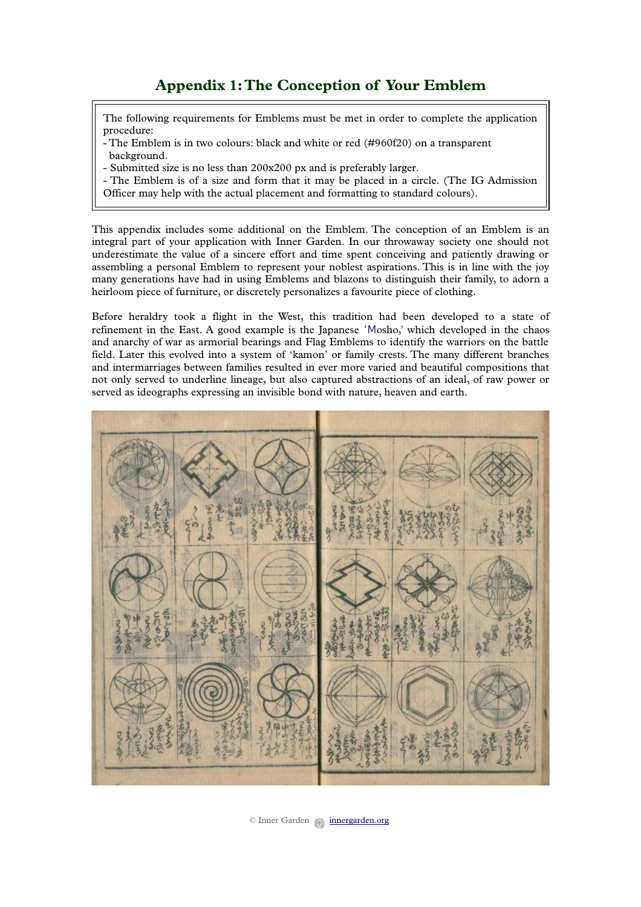## Appendix 1: The Conception of Your Emblem

The following requirements for Emblems must be met in order to complete the application procedure:
- The Emblem is in two colours: black and white or red (#960f20) on a transparent background.
- Submitted size is no less than 200x200 px and is preferably larger.
- The Emblem is of a size and form that it may be placed in a circle. (The IG Admission Officer may help with the actual placement and formatting to standard colours).

This appendix includes some additional on the Emblem. The conception of an Emblem is an integral part of your application with Inner Garden. In our throwaway society one should not underestimate the value of a sincere effort and time spent conceiving and patiently drawing or assembling a personal Emblem to represent your noblest aspirations. This is in line with the joy many generations have had in using Emblems and blazons to distinguish their family, to adorn a heirloom piece of furniture, or discretely personalizes a favourite piece of clothing.

Before heraldry took a flight in the West, this tradition had been developed to a state of refinement in the East. A good example is the Japanese 'Mosho,' which developed in the chaos and anarchy of war as armorial bearings and Flag Emblems to identify the warriors on the battle field. Later this evolved into a system of 'kamon' or family crests. The many different branches and intermarriages between families resulted in ever more varied and beautiful compositions that not only served to underline lineage, but also captured abstractions of an ideal, of raw power or served as ideographs expressing an invisible bond with nature, heaven and earth.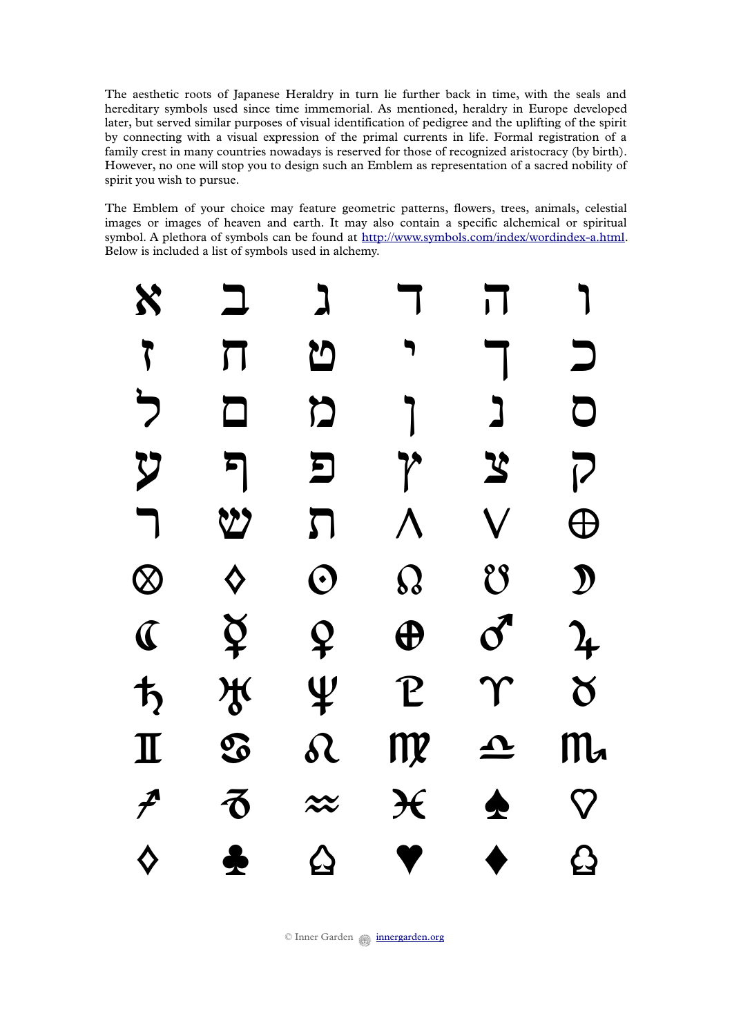The aesthetic roots of Japanese Heraldry in turn lie further back in time, with the seals and hereditary symbols used since time immemorial. As mentioned, heraldry in Europe developed later, but served similar purposes of visual identification of pedigree and the uplifting of the spirit by connecting with a visual expression of the primal currents in life. Formal registration of a family crest in many countries nowadays is reserved for those of recognized aristocracy (by birth). However, no one will stop you to design such an Emblem as representation of a sacred nobility of spirit you wish to pursue.

The Emblem of your choice may feature geometric patterns, flowers, trees, animals, celestial images or images of heaven and earth. It may also contain a specific alchemical or spiritual symbol. A plethora of symbols can be found at http://www.symbols.com/index/wordindex-a.html. Below is included a list of symbols used in alchemy.

| | | | | | |
|---|---|---|---|---|---|
| א | ב | ג | ד | ה | ו |
| ז | ח | ט | י | ך | כ |
| ל | ם | מ | ן | נ | ס |
| ע | ף | פ | ץ | צ | ק |
| ר | ש | ת | ∧ | ∨ | ⊕ |
| ⊗ | ◊ | ☉ | ☊ | ☋ | ☽ |
| ☾ | ☿ | ♀ | ⊕ | ♂ | ♃ |
| ♄ | ♅ | ♆ | ♇ | ♈ | ♉ |
| ♊ | ♋ | ♌ | ♍ | ♎ | ♏ |
| ♐ | ♑ | ♒ | ♓ | ♠ | ♡ |
| ♢ | ♣ | ♤ | ♥ | ♦ | ♧ |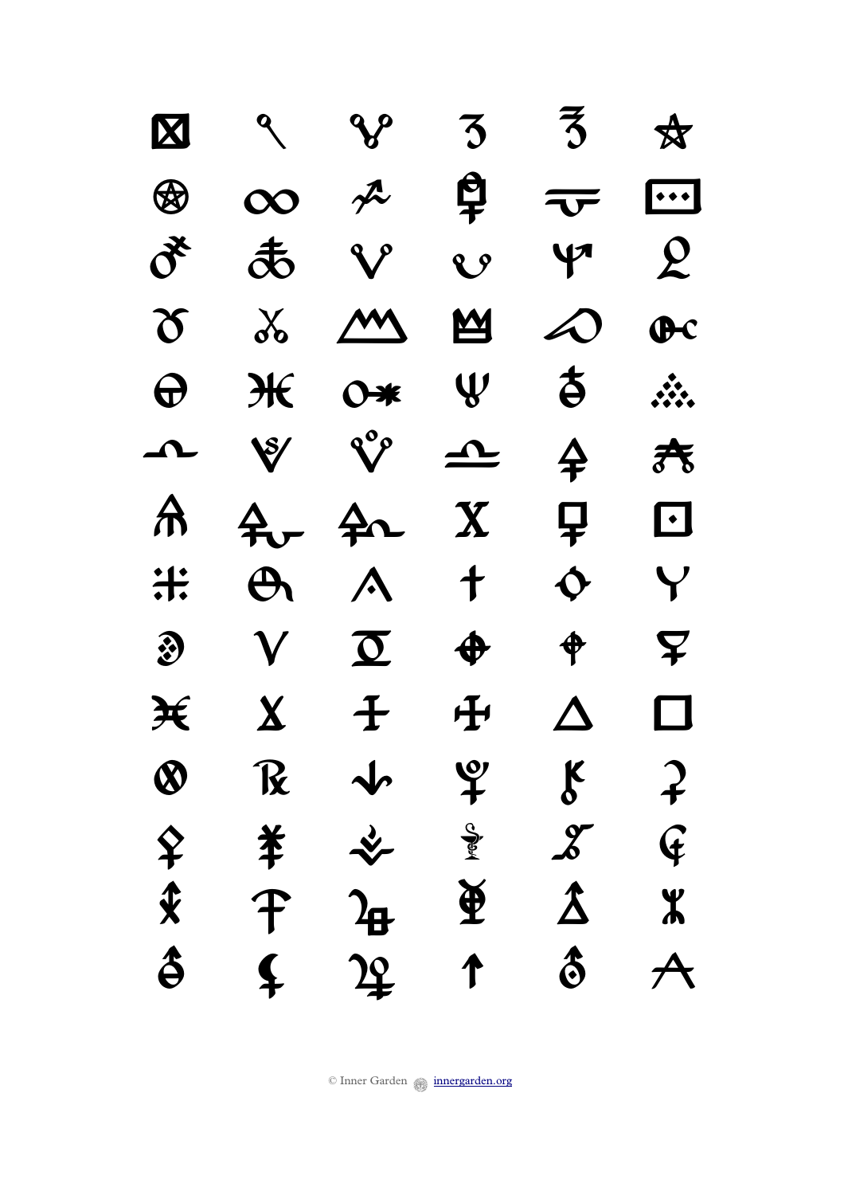© Inner Garden innergarden.org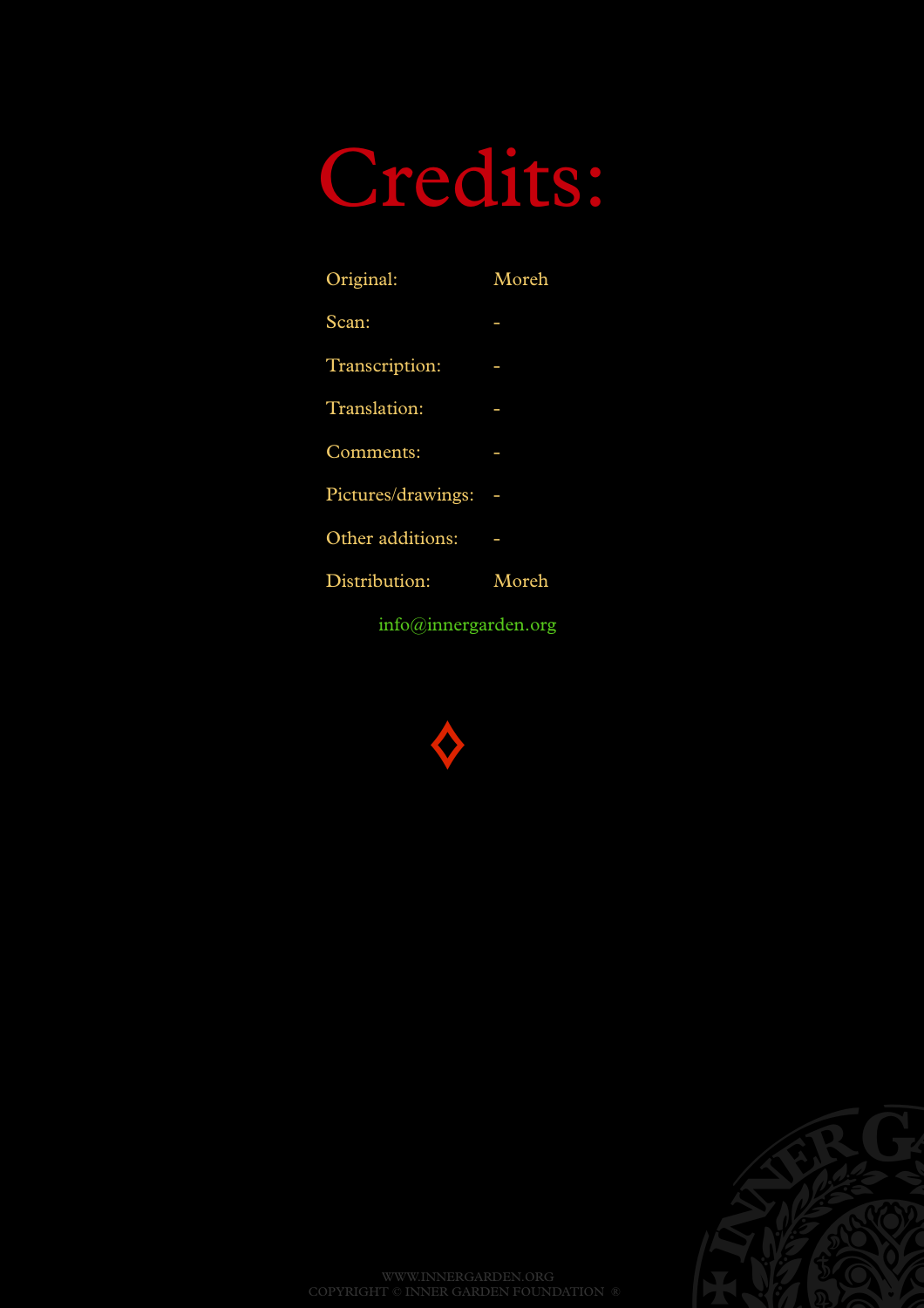# Credits:

| | |
|---|---|
| Original: | Moreh |
| Scan: | - |
| Transcription: | - |
| Translation: | - |
| Comments: | - |
| Pictures/drawings: | - |
| Other additions: | - |
| Distribution: | Moreh |

info@innergarden.org

◊

WWW.INNERGARDEN.ORG
COPYRIGHT © INNER GARDEN FOUNDATION ®